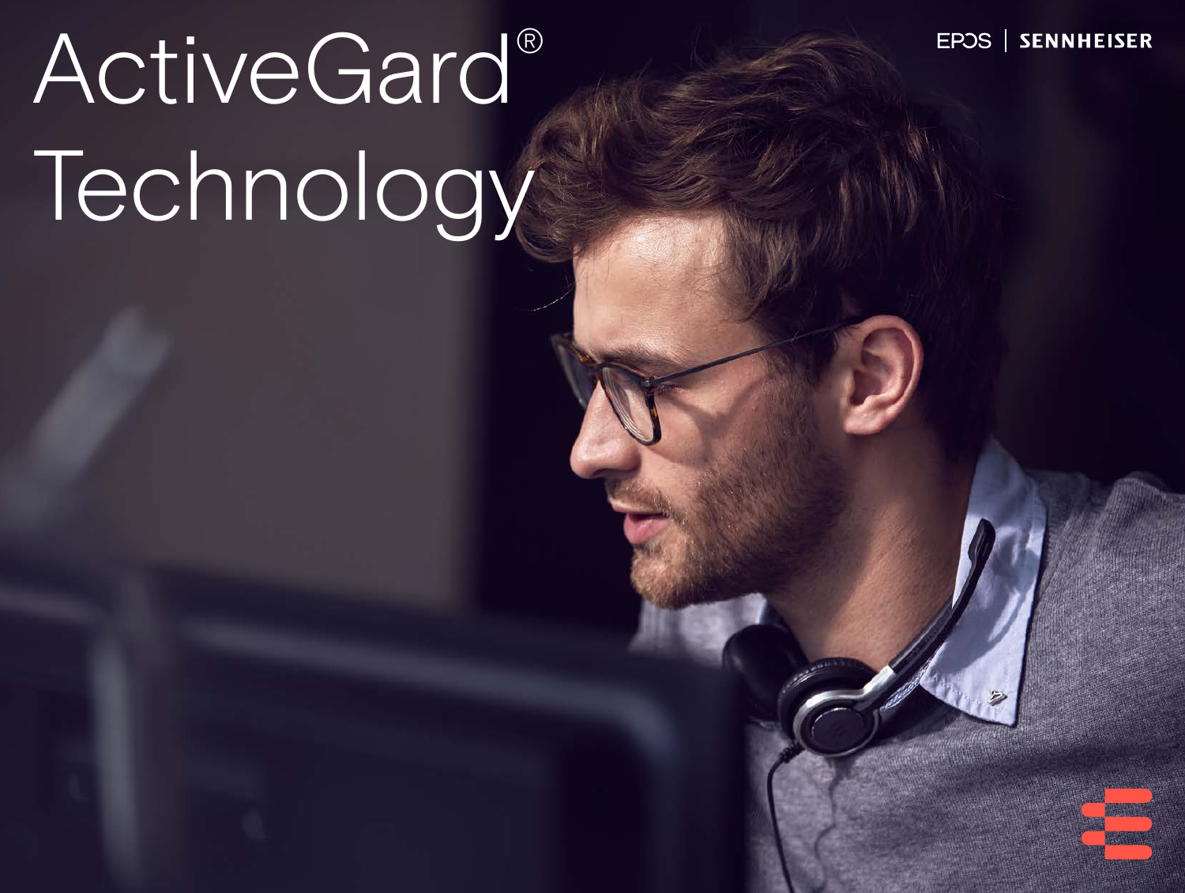# ActiveGard® Technology

EPOS | SENNHEISER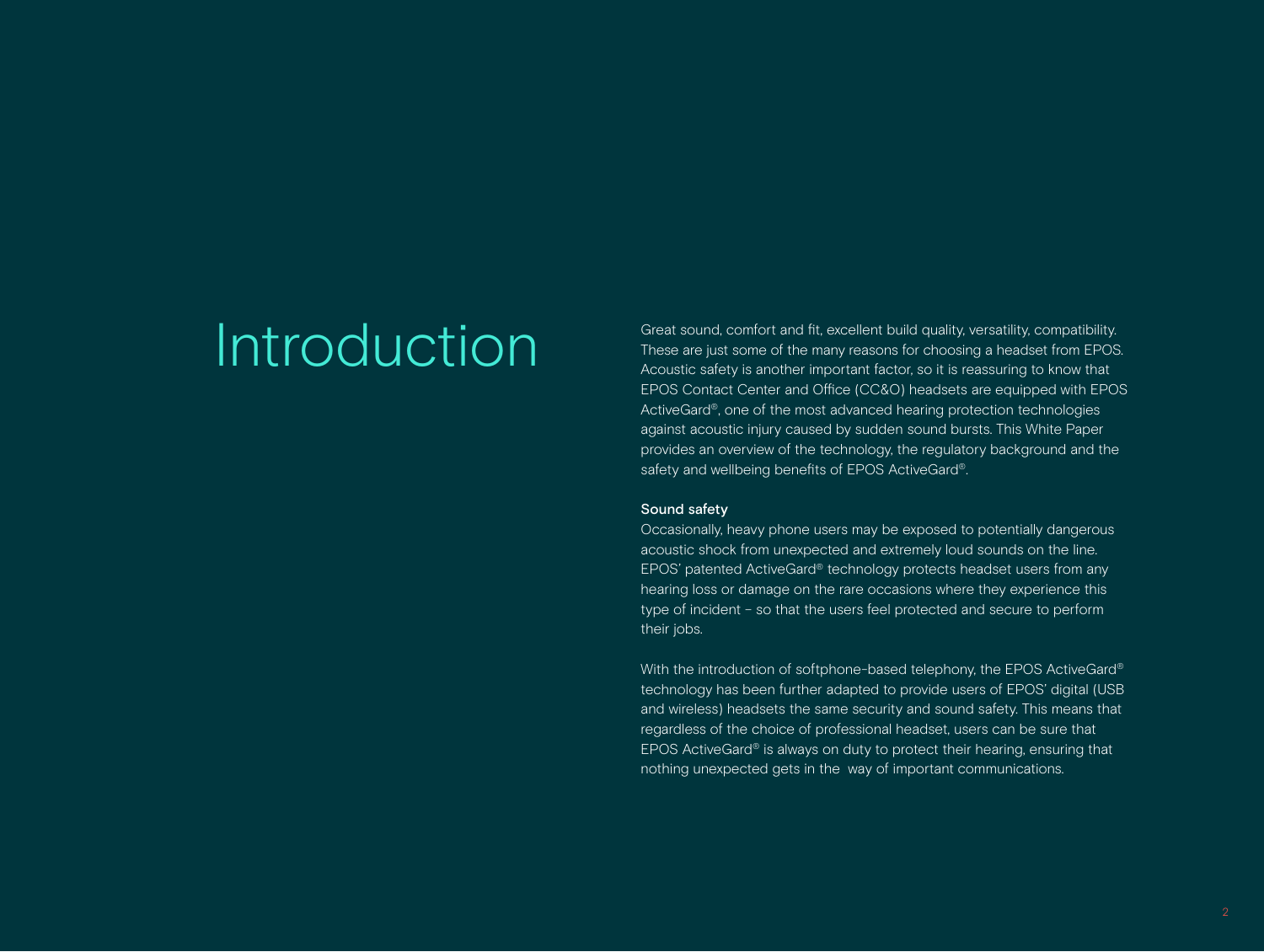# Introduction

Great sound, comfort and fit, excellent build quality, versatility, compatibility. These are just some of the many reasons for choosing a headset from EPOS. Acoustic safety is another important factor, so it is reassuring to know that EPOS Contact Center and Office (CC&O) headsets are equipped with EPOS ActiveGard®, one of the most advanced hearing protection technologies against acoustic injury caused by sudden sound bursts. This White Paper provides an overview of the technology, the regulatory background and the safety and wellbeing benefits of EPOS ActiveGard®.

### Sound safety

Occasionally, heavy phone users may be exposed to potentially dangerous acoustic shock from unexpected and extremely loud sounds on the line. EPOS' patented ActiveGard® technology protects headset users from any hearing loss or damage on the rare occasions where they experience this type of incident – so that the users feel protected and secure to perform their jobs.

With the introduction of softphone-based telephony, the EPOS ActiveGard® technology has been further adapted to provide users of EPOS' digital (USB and wireless) headsets the same security and sound safety. This means that regardless of the choice of professional headset, users can be sure that EPOS ActiveGard® is always on duty to protect their hearing, ensuring that nothing unexpected gets in the way of important communications.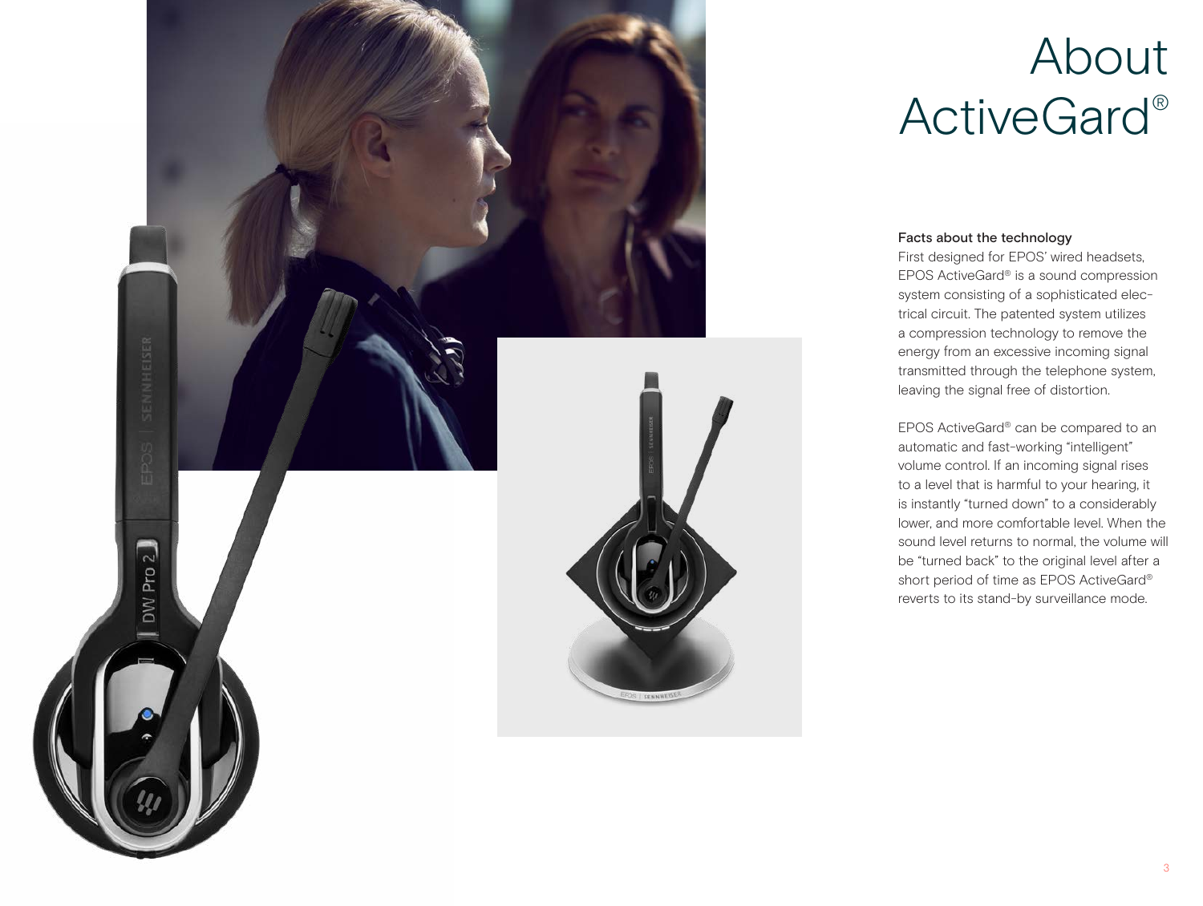# About ActiveGard®

### Facts about the technology

First designed for EPOS' wired headsets, EPOS ActiveGard® is a sound compression system consisting of a sophisticated electrical circuit. The patented system utilizes a compression technology to remove the energy from an excessive incoming signal transmitted through the telephone system, leaving the signal free of distortion.

EPOS ActiveGard® can be compared to an automatic and fast-working "intelligent" volume control. If an incoming signal rises to a level that is harmful to your hearing, it is instantly "turned down" to a considerably lower, and more comfortable level. When the sound level returns to normal, the volume will be "turned back" to the original level after a short period of time as EPOS ActiveGard® reverts to its stand-by surveillance mode.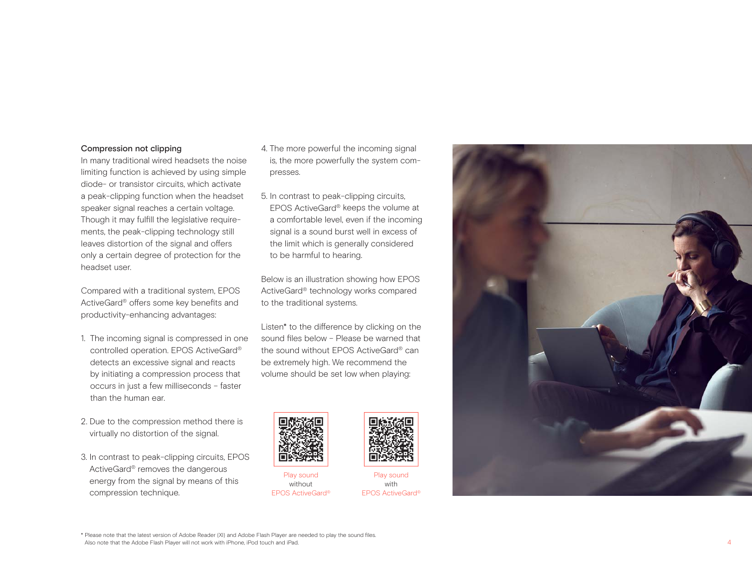### Compression not clipping

In many traditional wired headsets the noise limiting function is achieved by using simple diode- or transistor circuits, which activate a peak-clipping function when the headset speaker signal reaches a certain voltage. Though it may fulfill the legislative requirements, the peak-clipping technology still leaves distortion of the signal and offers only a certain degree of protection for the headset user.

Compared with a traditional system, EPOS ActiveGard® offers some key benefits and productivity-enhancing advantages:

1. The incoming signal is compressed in one controlled operation. EPOS ActiveGard® detects an excessive signal and reacts by initiating a compression process that occurs in just a few milliseconds – faster than the human ear.

2. Due to the compression method there is virtually no distortion of the signal.

3. In contrast to peak-clipping circuits, EPOS ActiveGard® removes the dangerous energy from the signal by means of this compression technique.

4. The more powerful the incoming signal is, the more powerfully the system compresses.

5. In contrast to peak-clipping circuits, EPOS ActiveGard® keeps the volume at a comfortable level, even if the incoming signal is a sound burst well in excess of the limit which is generally considered to be harmful to hearing.

Below is an illustration showing how EPOS ActiveGard® technology works compared to the traditional systems.

Listen* to the difference by clicking on the sound files below – Please be warned that the sound without EPOS ActiveGard® can be extremely high. We recommend the volume should be set low when playing:

Play sound without EPOS ActiveGard®

Play sound with EPOS ActiveGard®

\* Please note that the latest version of Adobe Reader (XI) and Adobe Flash Player are needed to play the sound files. Also note that the Adobe Flash Player will not work with iPhone, iPod touch and iPad.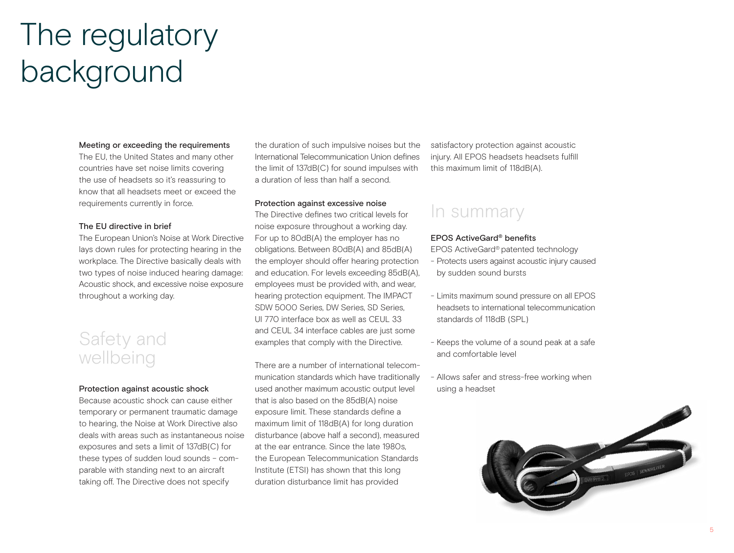# The regulatory background

**Meeting or exceeding the requirements**

The EU, the United States and many other countries have set noise limits covering the use of headsets so it's reassuring to know that all headsets meet or exceed the requirements currently in force.

**The EU directive in brief**

The European Union's Noise at Work Directive lays down rules for protecting hearing in the workplace. The Directive basically deals with two types of noise induced hearing damage: Acoustic shock, and excessive noise exposure throughout a working day.

## Safety and wellbeing

**Protection against acoustic shock**

Because acoustic shock can cause either temporary or permanent traumatic damage to hearing, the Noise at Work Directive also deals with areas such as instantaneous noise exposures and sets a limit of 137dB(C) for these types of sudden loud sounds – comparable with standing next to an aircraft taking off. The Directive does not specify the duration of such impulsive noises but the International Telecommunication Union defines the limit of 137dB(C) for sound impulses with a duration of less than half a second.

**Protection against excessive noise**

The Directive defines two critical levels for noise exposure throughout a working day. For up to 80dB(A) the employer has no obligations. Between 80dB(A) and 85dB(A) the employer should offer hearing protection and education. For levels exceeding 85dB(A), employees must be provided with, and wear, hearing protection equipment. The IMPACT SDW 5000 Series, DW Series, SD Series, UI 770 interface box as well as CEUL 33 and CEUL 34 interface cables are just some examples that comply with the Directive.

There are a number of international telecommunication standards which have traditionally used another maximum acoustic output level that is also based on the 85dB(A) noise exposure limit. These standards define a maximum limit of 118dB(A) for long duration disturbance (above half a second), measured at the ear entrance. Since the late 1980s, the European Telecommunication Standards Institute (ETSI) has shown that this long duration disturbance limit has provided satisfactory protection against acoustic injury. All EPOS headsets headsets fulfill this maximum limit of 118dB(A).

## In summary

**EPOS ActiveGard® benefits**

EPOS ActiveGard® patented technology

- Protects users against acoustic injury caused by sudden sound bursts
- Limits maximum sound pressure on all EPOS headsets to international telecommunication standards of 118dB (SPL)
- Keeps the volume of a sound peak at a safe and comfortable level
- Allows safer and stress-free working when using a headset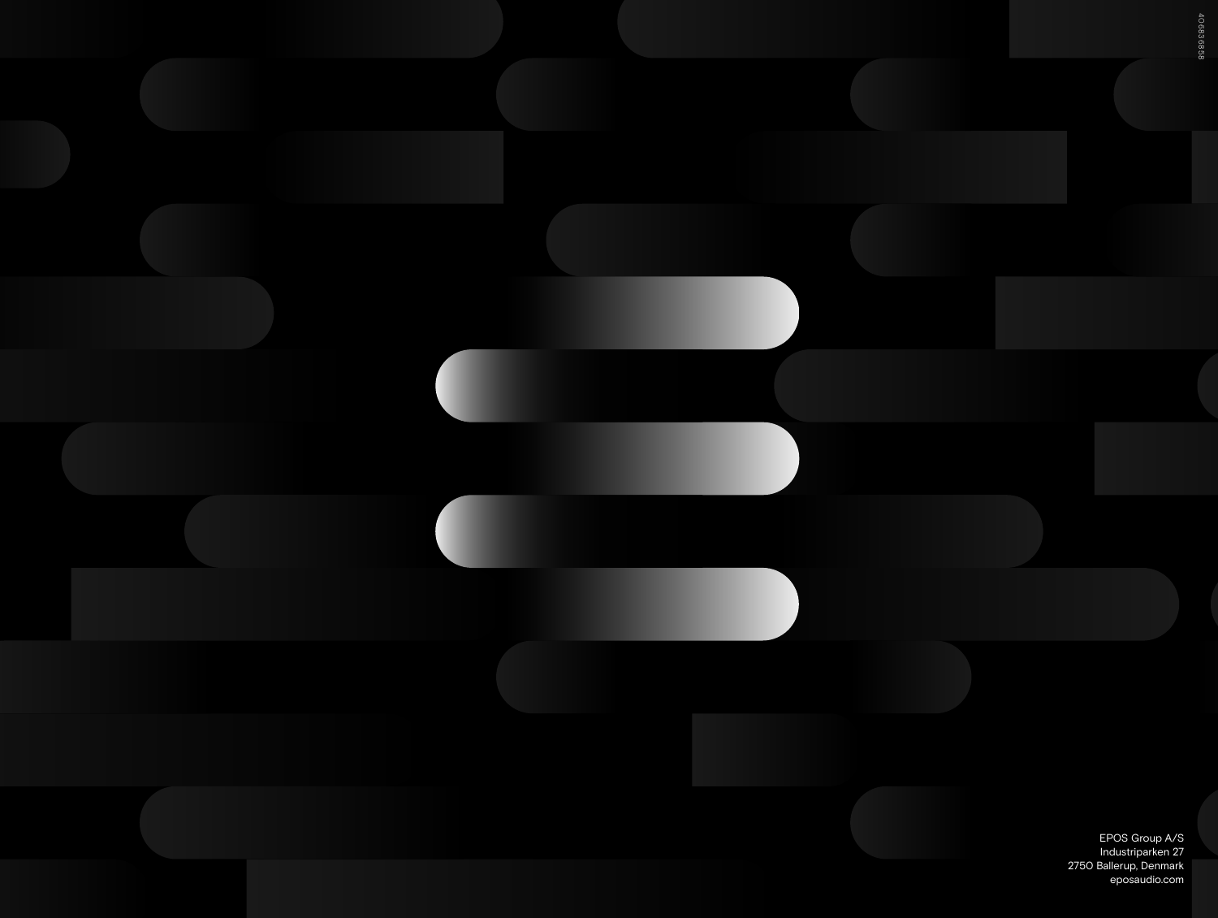40683685B

EPOS Group A/S
Industriparken 27
2750 Ballerup, Denmark
eposaudio.com